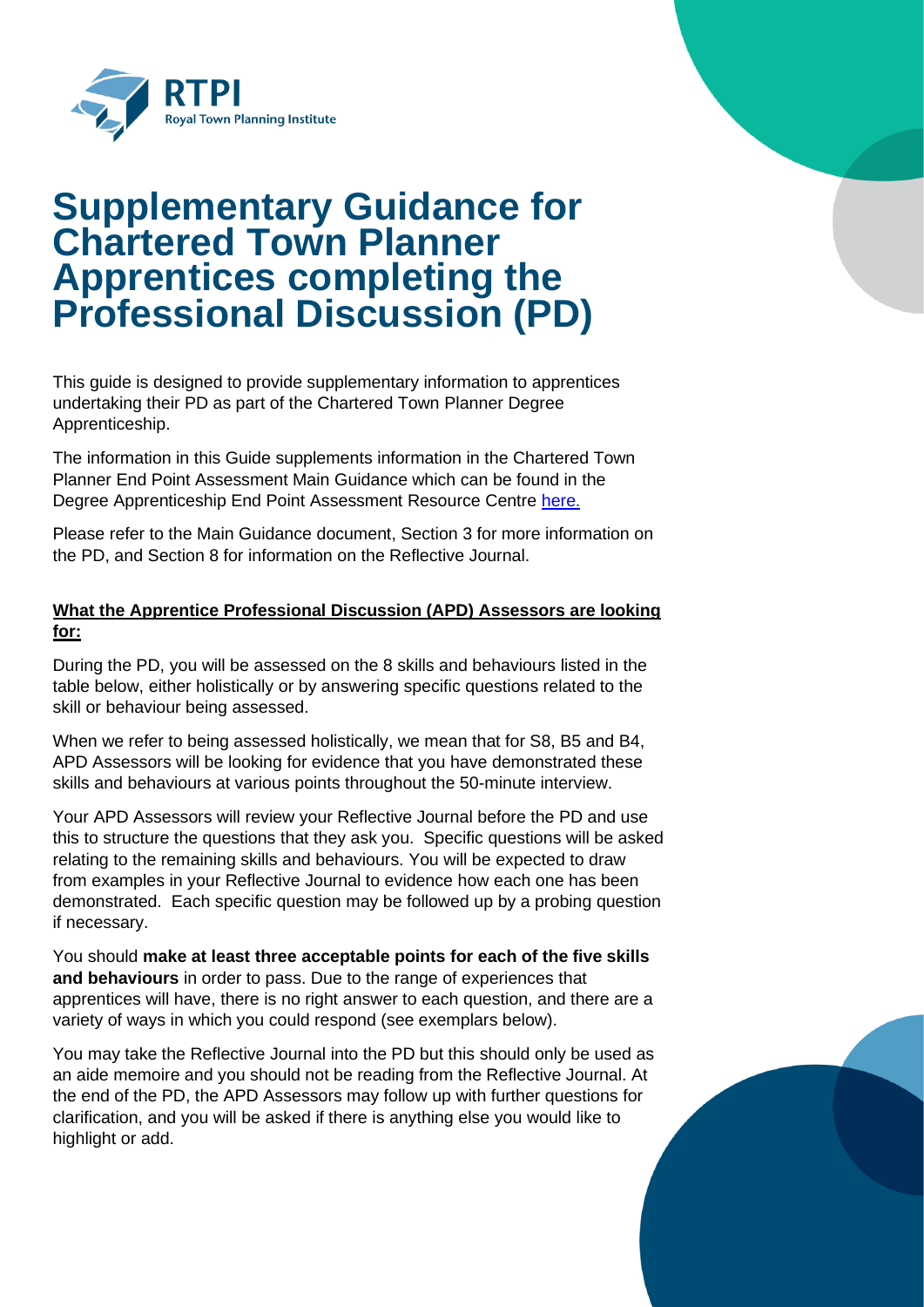# Supplementary Guidance for Chartered Town Planner Apprentices completing the Professional Discussion (PD)

This guide is designed to provide supplementary information to apprentices undertaking their PD as part of the Chartered Town Planner Degree Apprenticeship.

The information in this Guide supplements information in the Chartered Town Planner End Point Assessment Main Guidance which can be found in the Degree Apprenticeship End Point Assessment Resource Centre [here.](#)

Please refer to the Main Guidance document, Section 3 for more information on the PD, and Section 8 for information on the Reflective Journal.

**What the Apprentice Professional Discussion (APD) Assessors are looking for:**

During the PD, you will be assessed on the 8 skills and behaviours listed in the table below, either holistically or by answering specific questions related to the skill or behaviour being assessed.

When we refer to being assessed holistically, we mean that for S8, B5 and B4, APD Assessors will be looking for evidence that you have demonstrated these skills and behaviours at various points throughout the 50-minute interview.

Your APD Assessors will review your Reflective Journal before the PD and use this to structure the questions that they ask you. Specific questions will be asked relating to the remaining skills and behaviours. You will be expected to draw from examples in your Reflective Journal to evidence how each one has been demonstrated. Each specific question may be followed up by a probing question if necessary.

You should **make at least three acceptable points for each of the five skills and behaviours** in order to pass. Due to the range of experiences that apprentices will have, there is no right answer to each question, and there are a variety of ways in which you could respond (see exemplars below).

You may take the Reflective Journal into the PD but this should only be used as an aide memoire and you should not be reading from the Reflective Journal. At the end of the PD, the APD Assessors may follow up with further questions for clarification, and you will be asked if there is anything else you would like to highlight or add.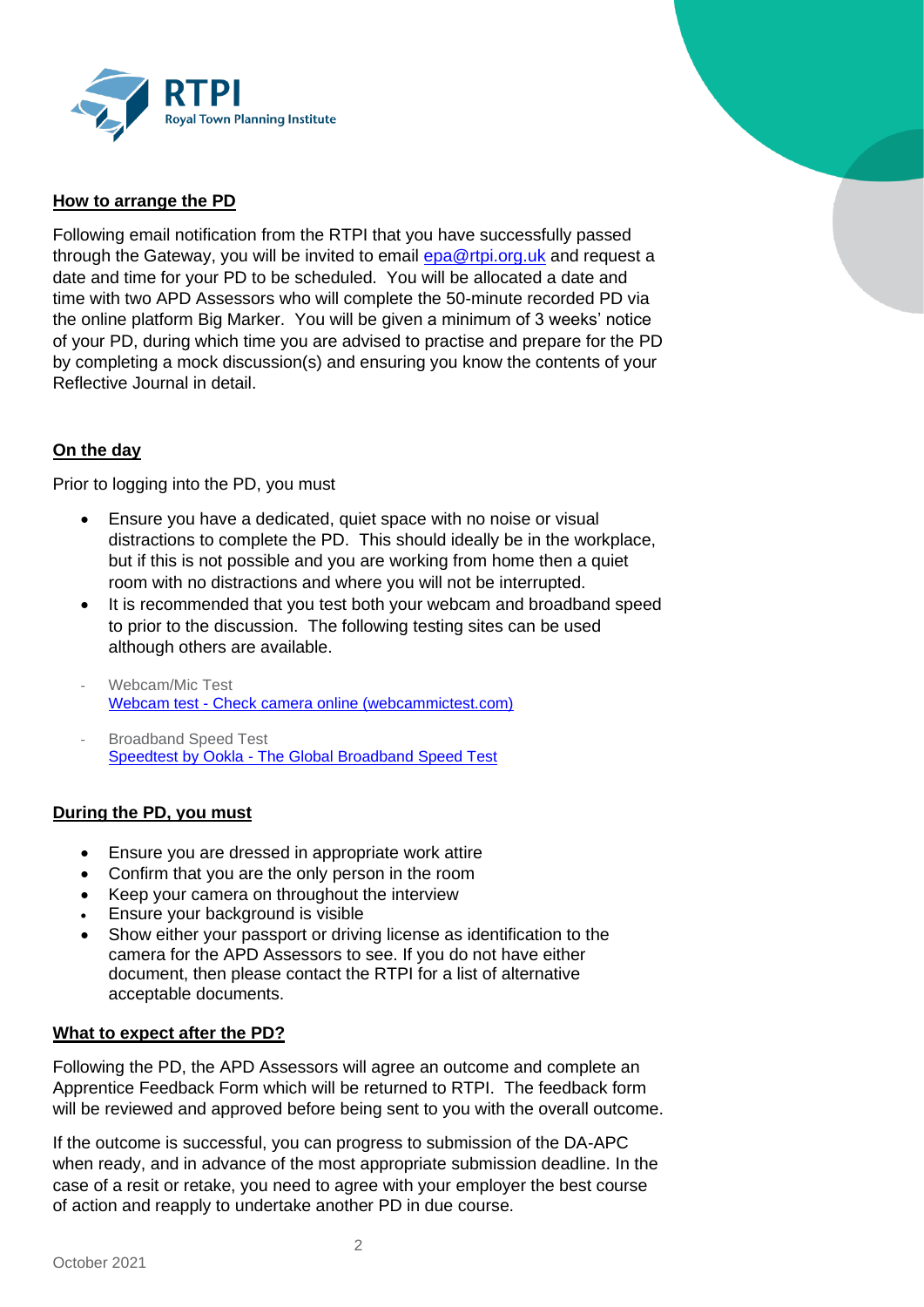## How to arrange the PD

Following email notification from the RTPI that you have successfully passed through the Gateway, you will be invited to email epa@rtpi.org.uk and request a date and time for your PD to be scheduled. You will be allocated a date and time with two APD Assessors who will complete the 50-minute recorded PD via the online platform Big Marker. You will be given a minimum of 3 weeks' notice of your PD, during which time you are advised to practise and prepare for the PD by completing a mock discussion(s) and ensuring you know the contents of your Reflective Journal in detail.

## On the day

Prior to logging into the PD, you must

- Ensure you have a dedicated, quiet space with no noise or visual distractions to complete the PD. This should ideally be in the workplace, but if this is not possible and you are working from home then a quiet room with no distractions and where you will not be interrupted.
- It is recommended that you test both your webcam and broadband speed to prior to the discussion. The following testing sites can be used although others are available.

- Webcam/Mic Test
  Webcam test - Check camera online (webcammictest.com)
- Broadband Speed Test
  Speedtest by Ookla - The Global Broadband Speed Test

## During the PD, you must

- Ensure you are dressed in appropriate work attire
- Confirm that you are the only person in the room
- Keep your camera on throughout the interview
- Ensure your background is visible
- Show either your passport or driving license as identification to the camera for the APD Assessors to see. If you do not have either document, then please contact the RTPI for a list of alternative acceptable documents.

## What to expect after the PD?

Following the PD, the APD Assessors will agree an outcome and complete an Apprentice Feedback Form which will be returned to RTPI. The feedback form will be reviewed and approved before being sent to you with the overall outcome.

If the outcome is successful, you can progress to submission of the DA-APC when ready, and in advance of the most appropriate submission deadline. In the case of a resit or retake, you need to agree with your employer the best course of action and reapply to undertake another PD in due course.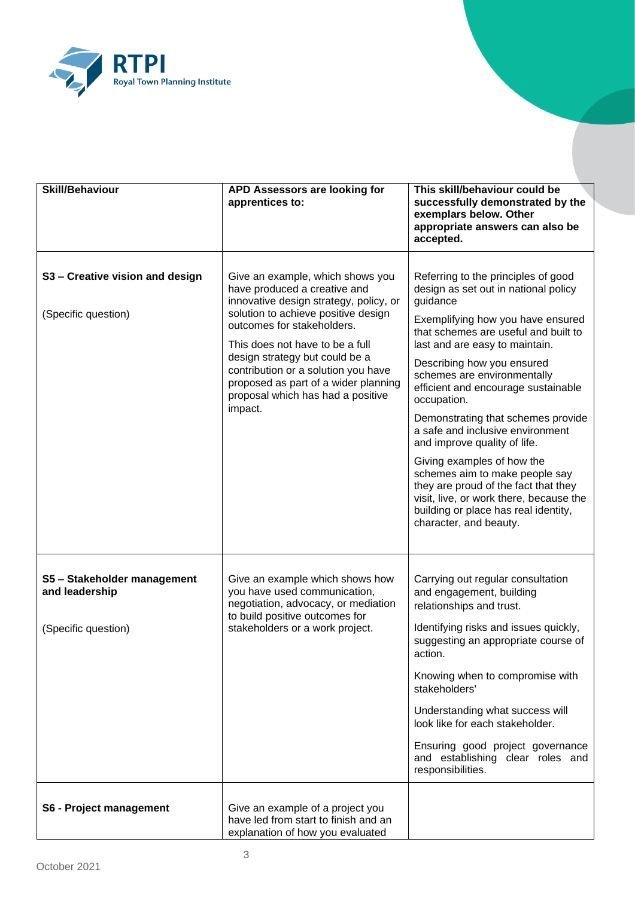| Skill/Behaviour | APD Assessors are looking for apprentices to: | This skill/behaviour could be successfully demonstrated by the exemplars below. Other appropriate answers can also be accepted. |
|---|---|---|
| **S3 – Creative vision and design**<br><br>(Specific question) | Give an example, which shows you have produced a creative and innovative design strategy, policy, or solution to achieve positive design outcomes for stakeholders.<br><br>This does not have to be a full design strategy but could be a contribution or a solution you have proposed as part of a wider planning proposal which has had a positive impact. | Referring to the principles of good design as set out in national policy guidance<br><br>Exemplifying how you have ensured that schemes are useful and built to last and are easy to maintain.<br><br>Describing how you ensured schemes are environmentally efficient and encourage sustainable occupation.<br><br>Demonstrating that schemes provide a safe and inclusive environment and improve quality of life.<br><br>Giving examples of how the schemes aim to make people say they are proud of the fact that they visit, live, or work there, because the building or place has real identity, character, and beauty. |
| **S5 – Stakeholder management and leadership**<br><br>(Specific question) | Give an example which shows how you have used communication, negotiation, advocacy, or mediation to build positive outcomes for stakeholders or a work project. | Carrying out regular consultation and engagement, building relationships and trust.<br><br>Identifying risks and issues quickly, suggesting an appropriate course of action.<br><br>Knowing when to compromise with stakeholders'<br><br>Understanding what success will look like for each stakeholder.<br><br>Ensuring good project governance and establishing clear roles and responsibilities. |
| **S6 - Project management** | Give an example of a project you have led from start to finish and an explanation of how you evaluated | |

October 2021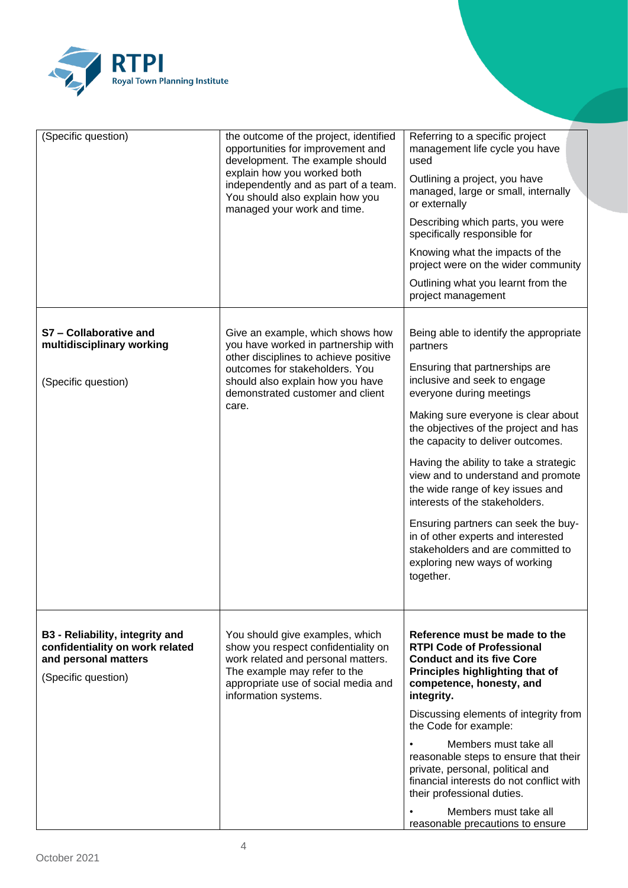| | | |
|---|---|---|
| (Specific question) | the outcome of the project, identified opportunities for improvement and development. The example should explain how you worked both independently and as part of a team. You should also explain how you managed your work and time. | Referring to a specific project management life cycle you have used<br><br>Outlining a project, you have managed, large or small, internally or externally<br><br>Describing which parts, you were specifically responsible for<br><br>Knowing what the impacts of the project were on the wider community<br><br>Outlining what you learnt from the project management |
| **S7 – Collaborative and multidisciplinary working**<br><br>(Specific question) | Give an example, which shows how you have worked in partnership with other disciplines to achieve positive outcomes for stakeholders. You should also explain how you have demonstrated customer and client care. | Being able to identify the appropriate partners<br><br>Ensuring that partnerships are inclusive and seek to engage everyone during meetings<br><br>Making sure everyone is clear about the objectives of the project and has the capacity to deliver outcomes.<br><br>Having the ability to take a strategic view and to understand and promote the wide range of key issues and interests of the stakeholders.<br><br>Ensuring partners can seek the buy-in of other experts and interested stakeholders and are committed to exploring new ways of working together. |
| **B3 - Reliability, integrity and confidentiality on work related and personal matters**<br><br>(Specific question) | You should give examples, which show you respect confidentiality on work related and personal matters. The example may refer to the appropriate use of social media and information systems. | **Reference must be made to the RTPI Code of Professional Conduct and its five Core Principles highlighting that of competence, honesty, and integrity.**<br><br>Discussing elements of integrity from the Code for example:<br><br>• Members must take all reasonable steps to ensure that their private, personal, political and financial interests do not conflict with their professional duties.<br><br>• Members must take all reasonable precautions to ensure |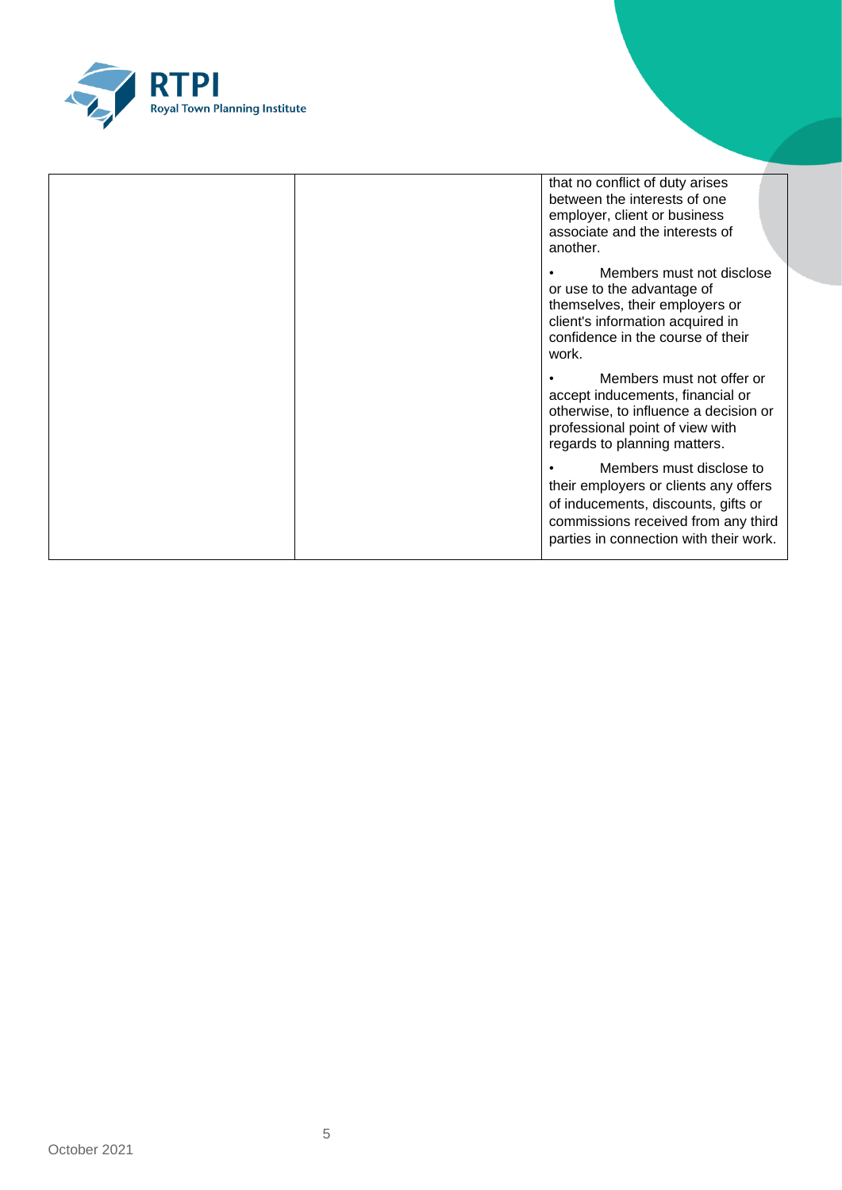| | | |
|---|---|---|
| | | that no conflict of duty arises between the interests of one employer, client or business associate and the interests of another.<br><br>• Members must not disclose or use to the advantage of themselves, their employers or client's information acquired in confidence in the course of their work.<br><br>• Members must not offer or accept inducements, financial or otherwise, to influence a decision or professional point of view with regards to planning matters.<br><br>• Members must disclose to their employers or clients any offers of inducements, discounts, gifts or commissions received from any third parties in connection with their work. |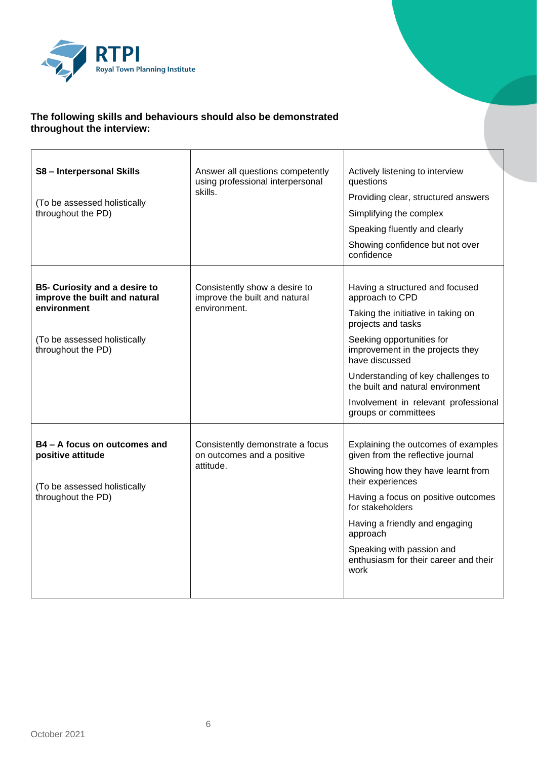**The following skills and behaviours should also be demonstrated throughout the interview:**

| | | |
|---|---|---|
| **S8 – Interpersonal Skills**<br><br>(To be assessed holistically throughout the PD) | Answer all questions competently using professional interpersonal skills. | Actively listening to interview questions<br>Providing clear, structured answers<br>Simplifying the complex<br>Speaking fluently and clearly<br>Showing confidence but not over confidence |
| **B5- Curiosity and a desire to improve the built and natural environment**<br><br>(To be assessed holistically throughout the PD) | Consistently show a desire to improve the built and natural environment. | Having a structured and focused approach to CPD<br>Taking the initiative in taking on projects and tasks<br>Seeking opportunities for improvement in the projects they have discussed<br>Understanding of key challenges to the built and natural environment<br>Involvement in relevant professional groups or committees |
| **B4 – A focus on outcomes and positive attitude**<br><br>(To be assessed holistically throughout the PD) | Consistently demonstrate a focus on outcomes and a positive attitude. | Explaining the outcomes of examples given from the reflective journal<br>Showing how they have learnt from their experiences<br>Having a focus on positive outcomes for stakeholders<br>Having a friendly and engaging approach<br>Speaking with passion and enthusiasm for their career and their work |